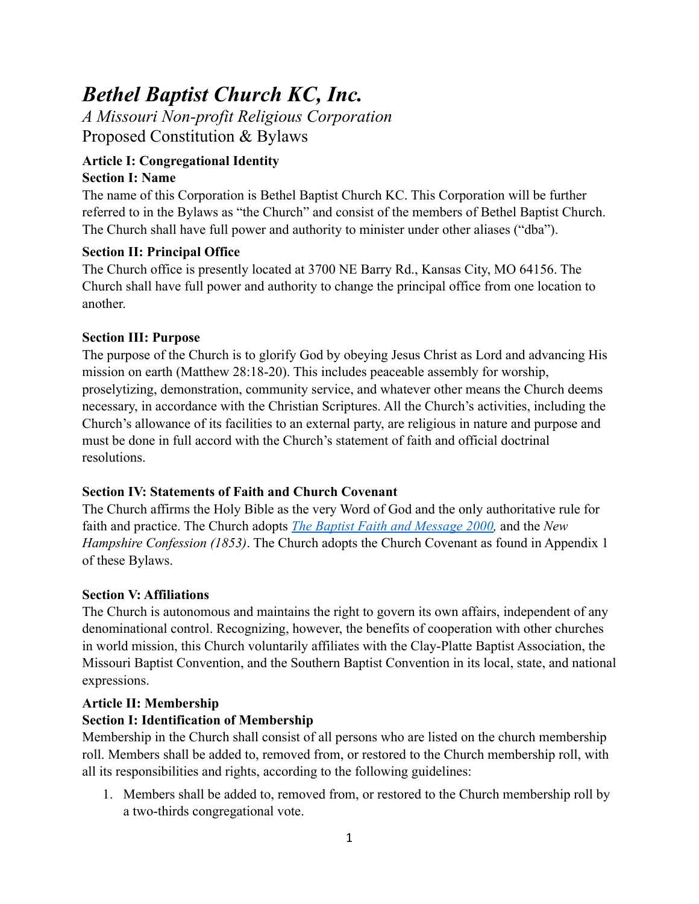# *Bethel Baptist Church KC, Inc.*

*A Missouri Non-profit Religious Corporation*

Proposed Constitution & Bylaws

## Article I: Congregational Identity

### Section I: Name

The name of this Corporation is Bethel Baptist Church KC. This Corporation will be further referred to in the Bylaws as "the Church" and consist of the members of Bethel Baptist Church. The Church shall have full power and authority to minister under other aliases ("dba").

### Section II: Principal Office

The Church office is presently located at 3700 NE Barry Rd., Kansas City, MO 64156. The Church shall have full power and authority to change the principal office from one location to another.

### Section III: Purpose

The purpose of the Church is to glorify God by obeying Jesus Christ as Lord and advancing His mission on earth (Matthew 28:18-20). This includes peaceable assembly for worship, proselytizing, demonstration, community service, and whatever other means the Church deems necessary, in accordance with the Christian Scriptures. All the Church's activities, including the Church's allowance of its facilities to an external party, are religious in nature and purpose and must be done in full accord with the Church's statement of faith and official doctrinal resolutions.

### Section IV: Statements of Faith and Church Covenant

The Church affirms the Holy Bible as the very Word of God and the only authoritative rule for faith and practice. The Church adopts *The Baptist Faith and Message 2000,* and the *New Hampshire Confession (1853)*. The Church adopts the Church Covenant as found in Appendix 1 of these Bylaws.

### Section V: Affiliations

The Church is autonomous and maintains the right to govern its own affairs, independent of any denominational control. Recognizing, however, the benefits of cooperation with other churches in world mission, this Church voluntarily affiliates with the Clay-Platte Baptist Association, the Missouri Baptist Convention, and the Southern Baptist Convention in its local, state, and national expressions.

## Article II: Membership

### Section I: Identification of Membership

Membership in the Church shall consist of all persons who are listed on the church membership roll. Members shall be added to, removed from, or restored to the Church membership roll, with all its responsibilities and rights, according to the following guidelines:

1. Members shall be added to, removed from, or restored to the Church membership roll by a two-thirds congregational vote.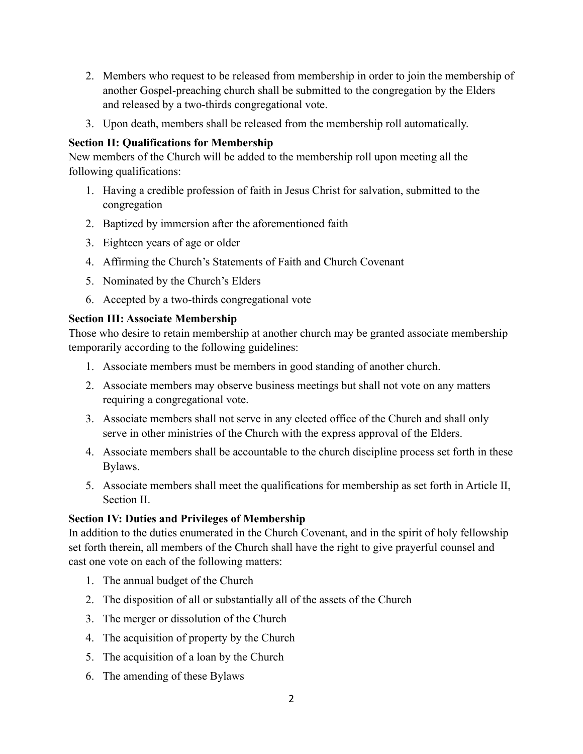2. Members who request to be released from membership in order to join the membership of another Gospel-preaching church shall be submitted to the congregation by the Elders and released by a two-thirds congregational vote.
3. Upon death, members shall be released from the membership roll automatically.

**Section II: Qualifications for Membership**

New members of the Church will be added to the membership roll upon meeting all the following qualifications:

1. Having a credible profession of faith in Jesus Christ for salvation, submitted to the congregation
2. Baptized by immersion after the aforementioned faith
3. Eighteen years of age or older
4. Affirming the Church's Statements of Faith and Church Covenant
5. Nominated by the Church's Elders
6. Accepted by a two-thirds congregational vote

**Section III: Associate Membership**

Those who desire to retain membership at another church may be granted associate membership temporarily according to the following guidelines:

1. Associate members must be members in good standing of another church.
2. Associate members may observe business meetings but shall not vote on any matters requiring a congregational vote.
3. Associate members shall not serve in any elected office of the Church and shall only serve in other ministries of the Church with the express approval of the Elders.
4. Associate members shall be accountable to the church discipline process set forth in these Bylaws.
5. Associate members shall meet the qualifications for membership as set forth in Article II, Section II.

**Section IV: Duties and Privileges of Membership**

In addition to the duties enumerated in the Church Covenant, and in the spirit of holy fellowship set forth therein, all members of the Church shall have the right to give prayerful counsel and cast one vote on each of the following matters:

1. The annual budget of the Church
2. The disposition of all or substantially all of the assets of the Church
3. The merger or dissolution of the Church
4. The acquisition of property by the Church
5. The acquisition of a loan by the Church
6. The amending of these Bylaws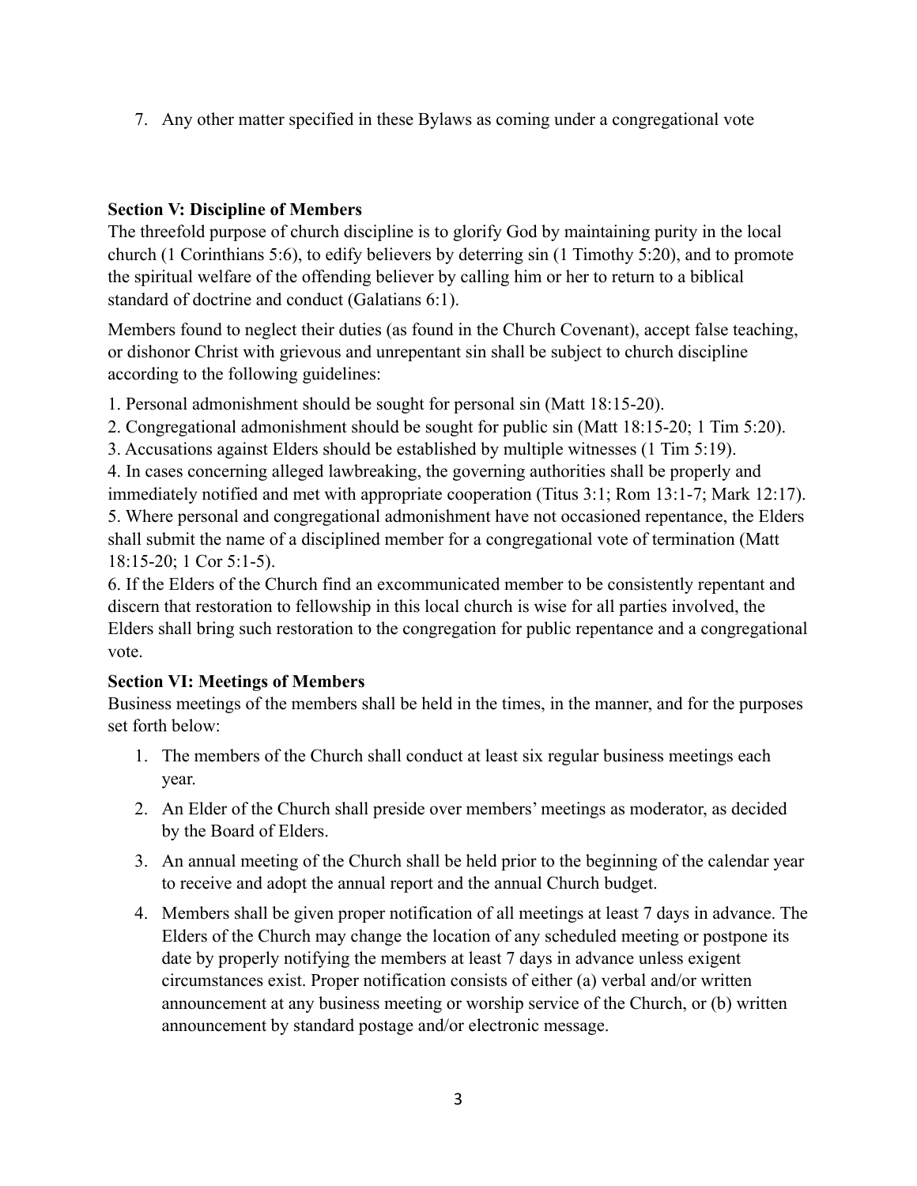7. Any other matter specified in these Bylaws as coming under a congregational vote

**Section V: Discipline of Members**

The threefold purpose of church discipline is to glorify God by maintaining purity in the local church (1 Corinthians 5:6), to edify believers by deterring sin (1 Timothy 5:20), and to promote the spiritual welfare of the offending believer by calling him or her to return to a biblical standard of doctrine and conduct (Galatians 6:1).

Members found to neglect their duties (as found in the Church Covenant), accept false teaching, or dishonor Christ with grievous and unrepentant sin shall be subject to church discipline according to the following guidelines:

1. Personal admonishment should be sought for personal sin (Matt 18:15-20).
2. Congregational admonishment should be sought for public sin (Matt 18:15-20; 1 Tim 5:20).
3. Accusations against Elders should be established by multiple witnesses (1 Tim 5:19).
4. In cases concerning alleged lawbreaking, the governing authorities shall be properly and immediately notified and met with appropriate cooperation (Titus 3:1; Rom 13:1-7; Mark 12:17).
5. Where personal and congregational admonishment have not occasioned repentance, the Elders shall submit the name of a disciplined member for a congregational vote of termination (Matt 18:15-20; 1 Cor 5:1-5).
6. If the Elders of the Church find an excommunicated member to be consistently repentant and discern that restoration to fellowship in this local church is wise for all parties involved, the Elders shall bring such restoration to the congregation for public repentance and a congregational vote.

**Section VI: Meetings of Members**

Business meetings of the members shall be held in the times, in the manner, and for the purposes set forth below:

1. The members of the Church shall conduct at least six regular business meetings each year.
2. An Elder of the Church shall preside over members' meetings as moderator, as decided by the Board of Elders.
3. An annual meeting of the Church shall be held prior to the beginning of the calendar year to receive and adopt the annual report and the annual Church budget.
4. Members shall be given proper notification of all meetings at least 7 days in advance. The Elders of the Church may change the location of any scheduled meeting or postpone its date by properly notifying the members at least 7 days in advance unless exigent circumstances exist. Proper notification consists of either (a) verbal and/or written announcement at any business meeting or worship service of the Church, or (b) written announcement by standard postage and/or electronic message.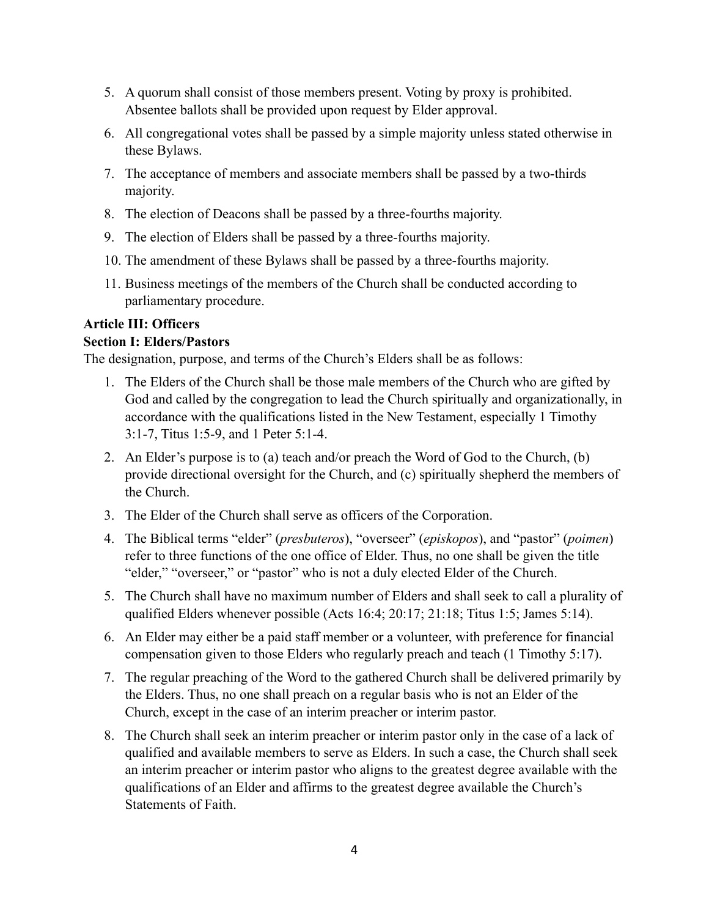5. A quorum shall consist of those members present. Voting by proxy is prohibited. Absentee ballots shall be provided upon request by Elder approval.
6. All congregational votes shall be passed by a simple majority unless stated otherwise in these Bylaws.
7. The acceptance of members and associate members shall be passed by a two-thirds majority.
8. The election of Deacons shall be passed by a three-fourths majority.
9. The election of Elders shall be passed by a three-fourths majority.
10. The amendment of these Bylaws shall be passed by a three-fourths majority.
11. Business meetings of the members of the Church shall be conducted according to parliamentary procedure.

**Article III: Officers**

**Section I: Elders/Pastors**

The designation, purpose, and terms of the Church's Elders shall be as follows:

1. The Elders of the Church shall be those male members of the Church who are gifted by God and called by the congregation to lead the Church spiritually and organizationally, in accordance with the qualifications listed in the New Testament, especially 1 Timothy 3:1-7, Titus 1:5-9, and 1 Peter 5:1-4.
2. An Elder's purpose is to (a) teach and/or preach the Word of God to the Church, (b) provide directional oversight for the Church, and (c) spiritually shepherd the members of the Church.
3. The Elder of the Church shall serve as officers of the Corporation.
4. The Biblical terms "elder" (*presbuteros*), "overseer" (*episkopos*), and "pastor" (*poimen*) refer to three functions of the one office of Elder. Thus, no one shall be given the title "elder," "overseer," or "pastor" who is not a duly elected Elder of the Church.
5. The Church shall have no maximum number of Elders and shall seek to call a plurality of qualified Elders whenever possible (Acts 16:4; 20:17; 21:18; Titus 1:5; James 5:14).
6. An Elder may either be a paid staff member or a volunteer, with preference for financial compensation given to those Elders who regularly preach and teach (1 Timothy 5:17).
7. The regular preaching of the Word to the gathered Church shall be delivered primarily by the Elders. Thus, no one shall preach on a regular basis who is not an Elder of the Church, except in the case of an interim preacher or interim pastor.
8. The Church shall seek an interim preacher or interim pastor only in the case of a lack of qualified and available members to serve as Elders. In such a case, the Church shall seek an interim preacher or interim pastor who aligns to the greatest degree available with the qualifications of an Elder and affirms to the greatest degree available the Church's Statements of Faith.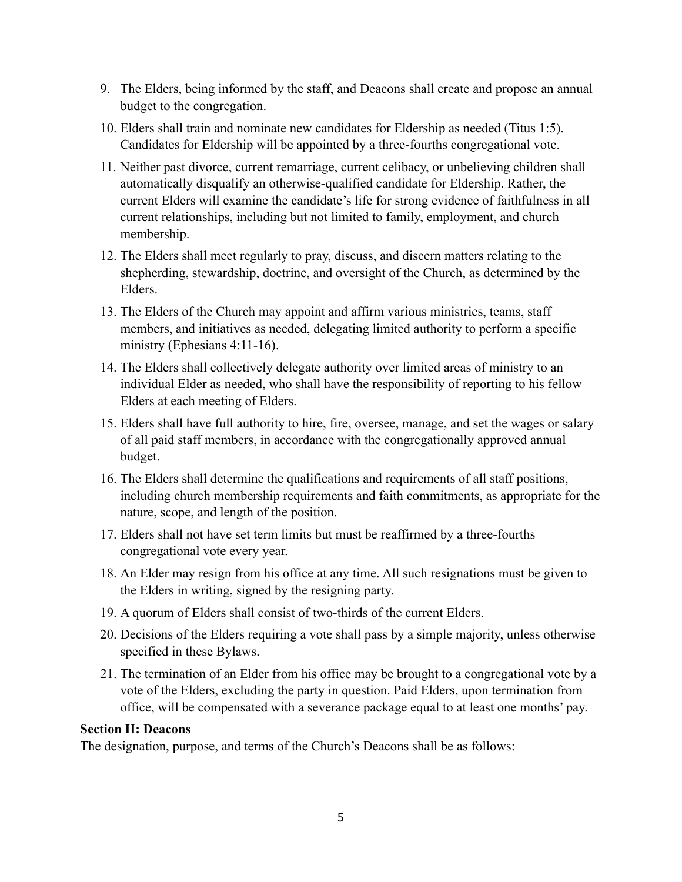9. The Elders, being informed by the staff, and Deacons shall create and propose an annual budget to the congregation.
10. Elders shall train and nominate new candidates for Eldership as needed (Titus 1:5). Candidates for Eldership will be appointed by a three-fourths congregational vote.
11. Neither past divorce, current remarriage, current celibacy, or unbelieving children shall automatically disqualify an otherwise-qualified candidate for Eldership. Rather, the current Elders will examine the candidate's life for strong evidence of faithfulness in all current relationships, including but not limited to family, employment, and church membership.
12. The Elders shall meet regularly to pray, discuss, and discern matters relating to the shepherding, stewardship, doctrine, and oversight of the Church, as determined by the Elders.
13. The Elders of the Church may appoint and affirm various ministries, teams, staff members, and initiatives as needed, delegating limited authority to perform a specific ministry (Ephesians 4:11-16).
14. The Elders shall collectively delegate authority over limited areas of ministry to an individual Elder as needed, who shall have the responsibility of reporting to his fellow Elders at each meeting of Elders.
15. Elders shall have full authority to hire, fire, oversee, manage, and set the wages or salary of all paid staff members, in accordance with the congregationally approved annual budget.
16. The Elders shall determine the qualifications and requirements of all staff positions, including church membership requirements and faith commitments, as appropriate for the nature, scope, and length of the position.
17. Elders shall not have set term limits but must be reaffirmed by a three-fourths congregational vote every year.
18. An Elder may resign from his office at any time. All such resignations must be given to the Elders in writing, signed by the resigning party.
19. A quorum of Elders shall consist of two-thirds of the current Elders.
20. Decisions of the Elders requiring a vote shall pass by a simple majority, unless otherwise specified in these Bylaws.
21. The termination of an Elder from his office may be brought to a congregational vote by a vote of the Elders, excluding the party in question. Paid Elders, upon termination from office, will be compensated with a severance package equal to at least one months' pay.

**Section II: Deacons**

The designation, purpose, and terms of the Church's Deacons shall be as follows: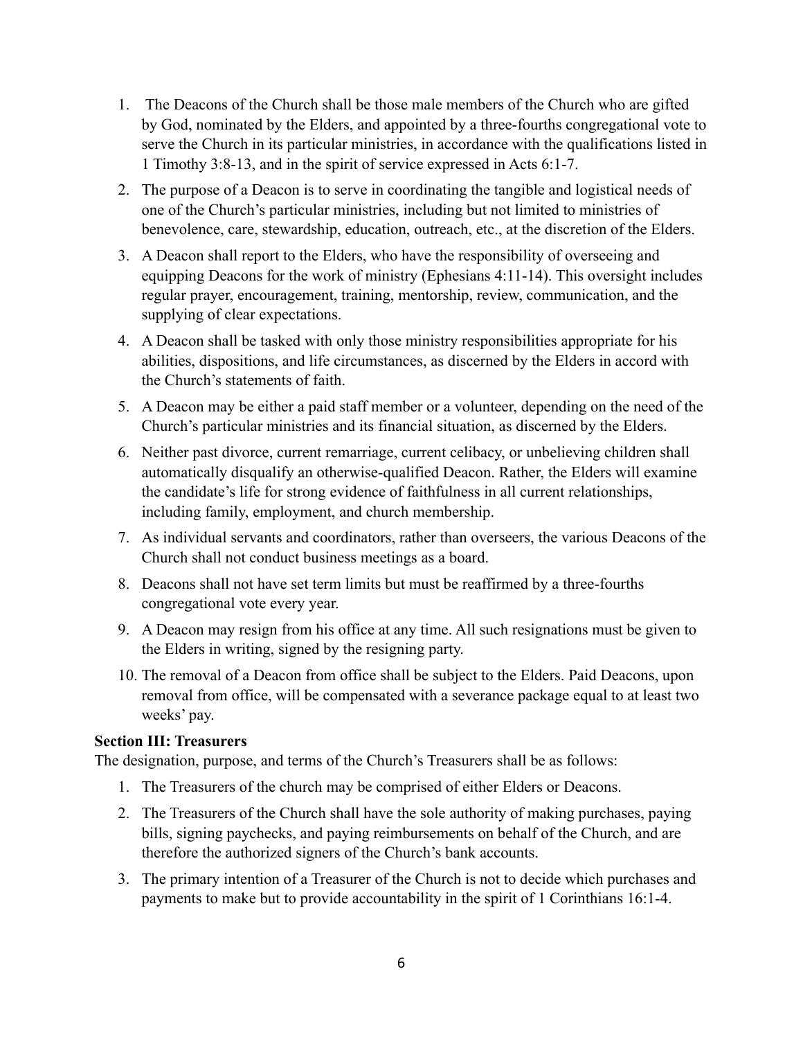1. The Deacons of the Church shall be those male members of the Church who are gifted by God, nominated by the Elders, and appointed by a three-fourths congregational vote to serve the Church in its particular ministries, in accordance with the qualifications listed in 1 Timothy 3:8-13, and in the spirit of service expressed in Acts 6:1-7.
2. The purpose of a Deacon is to serve in coordinating the tangible and logistical needs of one of the Church's particular ministries, including but not limited to ministries of benevolence, care, stewardship, education, outreach, etc., at the discretion of the Elders.
3. A Deacon shall report to the Elders, who have the responsibility of overseeing and equipping Deacons for the work of ministry (Ephesians 4:11-14). This oversight includes regular prayer, encouragement, training, mentorship, review, communication, and the supplying of clear expectations.
4. A Deacon shall be tasked with only those ministry responsibilities appropriate for his abilities, dispositions, and life circumstances, as discerned by the Elders in accord with the Church's statements of faith.
5. A Deacon may be either a paid staff member or a volunteer, depending on the need of the Church's particular ministries and its financial situation, as discerned by the Elders.
6. Neither past divorce, current remarriage, current celibacy, or unbelieving children shall automatically disqualify an otherwise-qualified Deacon. Rather, the Elders will examine the candidate's life for strong evidence of faithfulness in all current relationships, including family, employment, and church membership.
7. As individual servants and coordinators, rather than overseers, the various Deacons of the Church shall not conduct business meetings as a board.
8. Deacons shall not have set term limits but must be reaffirmed by a three-fourths congregational vote every year.
9. A Deacon may resign from his office at any time. All such resignations must be given to the Elders in writing, signed by the resigning party.
10. The removal of a Deacon from office shall be subject to the Elders. Paid Deacons, upon removal from office, will be compensated with a severance package equal to at least two weeks' pay.

**Section III: Treasurers**

The designation, purpose, and terms of the Church's Treasurers shall be as follows:

1. The Treasurers of the church may be comprised of either Elders or Deacons.
2. The Treasurers of the Church shall have the sole authority of making purchases, paying bills, signing paychecks, and paying reimbursements on behalf of the Church, and are therefore the authorized signers of the Church's bank accounts.
3. The primary intention of a Treasurer of the Church is not to decide which purchases and payments to make but to provide accountability in the spirit of 1 Corinthians 16:1-4.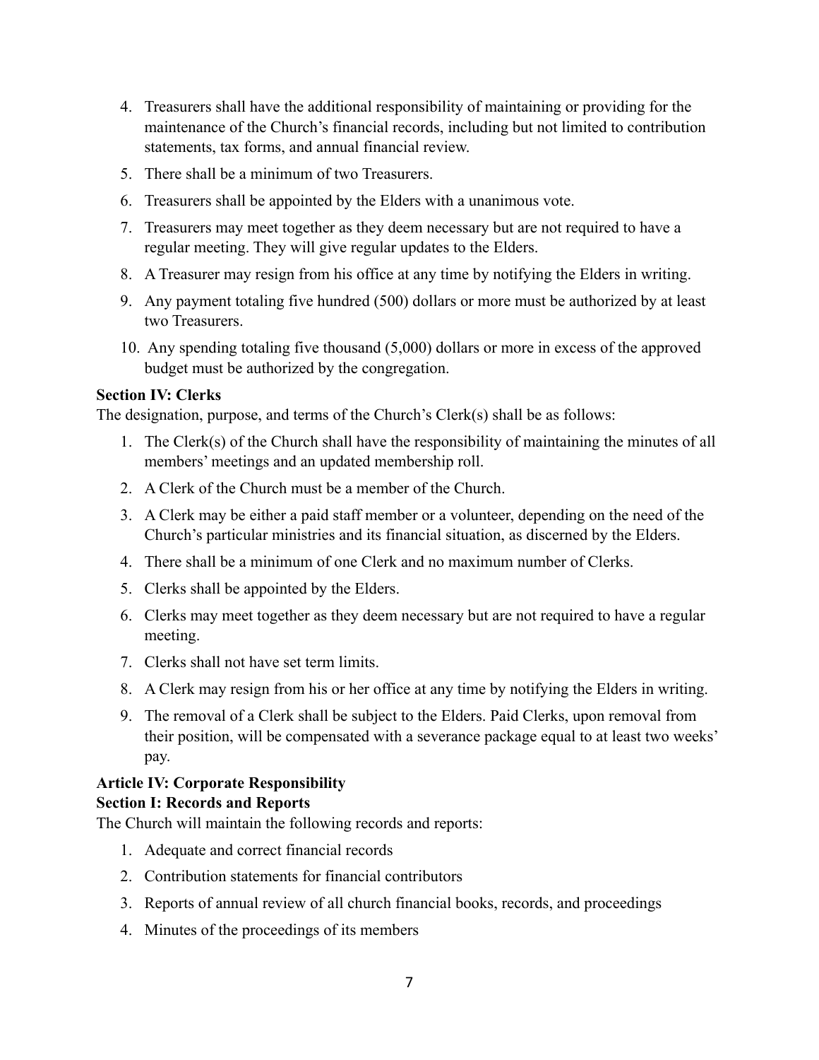4. Treasurers shall have the additional responsibility of maintaining or providing for the maintenance of the Church's financial records, including but not limited to contribution statements, tax forms, and annual financial review.
5. There shall be a minimum of two Treasurers.
6. Treasurers shall be appointed by the Elders with a unanimous vote.
7. Treasurers may meet together as they deem necessary but are not required to have a regular meeting. They will give regular updates to the Elders.
8. A Treasurer may resign from his office at any time by notifying the Elders in writing.
9. Any payment totaling five hundred (500) dollars or more must be authorized by at least two Treasurers.
10. Any spending totaling five thousand (5,000) dollars or more in excess of the approved budget must be authorized by the congregation.

**Section IV: Clerks**

The designation, purpose, and terms of the Church's Clerk(s) shall be as follows:

1. The Clerk(s) of the Church shall have the responsibility of maintaining the minutes of all members' meetings and an updated membership roll.
2. A Clerk of the Church must be a member of the Church.
3. A Clerk may be either a paid staff member or a volunteer, depending on the need of the Church's particular ministries and its financial situation, as discerned by the Elders.
4. There shall be a minimum of one Clerk and no maximum number of Clerks.
5. Clerks shall be appointed by the Elders.
6. Clerks may meet together as they deem necessary but are not required to have a regular meeting.
7. Clerks shall not have set term limits.
8. A Clerk may resign from his or her office at any time by notifying the Elders in writing.
9. The removal of a Clerk shall be subject to the Elders. Paid Clerks, upon removal from their position, will be compensated with a severance package equal to at least two weeks' pay.

**Article IV: Corporate Responsibility**

**Section I: Records and Reports**

The Church will maintain the following records and reports:

1. Adequate and correct financial records
2. Contribution statements for financial contributors
3. Reports of annual review of all church financial books, records, and proceedings
4. Minutes of the proceedings of its members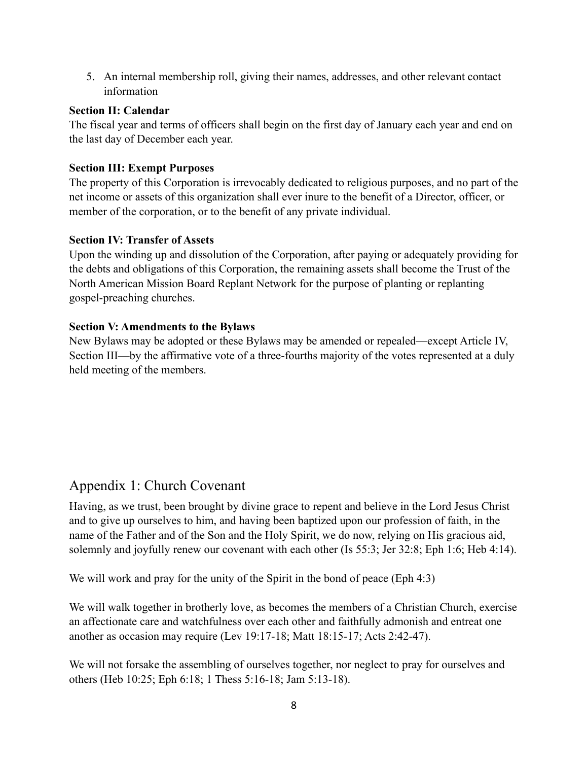5. An internal membership roll, giving their names, addresses, and other relevant contact information

**Section II: Calendar**

The fiscal year and terms of officers shall begin on the first day of January each year and end on the last day of December each year.

**Section III: Exempt Purposes**

The property of this Corporation is irrevocably dedicated to religious purposes, and no part of the net income or assets of this organization shall ever inure to the benefit of a Director, officer, or member of the corporation, or to the benefit of any private individual.

**Section IV: Transfer of Assets**

Upon the winding up and dissolution of the Corporation, after paying or adequately providing for the debts and obligations of this Corporation, the remaining assets shall become the Trust of the North American Mission Board Replant Network for the purpose of planting or replanting gospel-preaching churches.

**Section V: Amendments to the Bylaws**

New Bylaws may be adopted or these Bylaws may be amended or repealed—except Article IV, Section III—by the affirmative vote of a three-fourths majority of the votes represented at a duly held meeting of the members.

## Appendix 1: Church Covenant

Having, as we trust, been brought by divine grace to repent and believe in the Lord Jesus Christ and to give up ourselves to him, and having been baptized upon our profession of faith, in the name of the Father and of the Son and the Holy Spirit, we do now, relying on His gracious aid, solemnly and joyfully renew our covenant with each other (Is 55:3; Jer 32:8; Eph 1:6; Heb 4:14).

We will work and pray for the unity of the Spirit in the bond of peace (Eph 4:3)

We will walk together in brotherly love, as becomes the members of a Christian Church, exercise an affectionate care and watchfulness over each other and faithfully admonish and entreat one another as occasion may require (Lev 19:17-18; Matt 18:15-17; Acts 2:42-47).

We will not forsake the assembling of ourselves together, nor neglect to pray for ourselves and others (Heb 10:25; Eph 6:18; 1 Thess 5:16-18; Jam 5:13-18).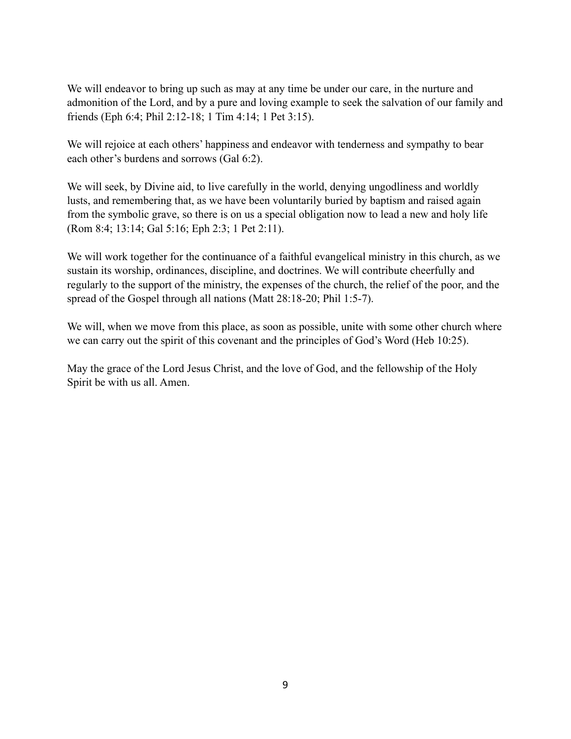We will endeavor to bring up such as may at any time be under our care, in the nurture and admonition of the Lord, and by a pure and loving example to seek the salvation of our family and friends (Eph 6:4; Phil 2:12-18; 1 Tim 4:14; 1 Pet 3:15).

We will rejoice at each others' happiness and endeavor with tenderness and sympathy to bear each other's burdens and sorrows (Gal 6:2).

We will seek, by Divine aid, to live carefully in the world, denying ungodliness and worldly lusts, and remembering that, as we have been voluntarily buried by baptism and raised again from the symbolic grave, so there is on us a special obligation now to lead a new and holy life (Rom 8:4; 13:14; Gal 5:16; Eph 2:3; 1 Pet 2:11).

We will work together for the continuance of a faithful evangelical ministry in this church, as we sustain its worship, ordinances, discipline, and doctrines. We will contribute cheerfully and regularly to the support of the ministry, the expenses of the church, the relief of the poor, and the spread of the Gospel through all nations (Matt 28:18-20; Phil 1:5-7).

We will, when we move from this place, as soon as possible, unite with some other church where we can carry out the spirit of this covenant and the principles of God's Word (Heb 10:25).

May the grace of the Lord Jesus Christ, and the love of God, and the fellowship of the Holy Spirit be with us all. Amen.